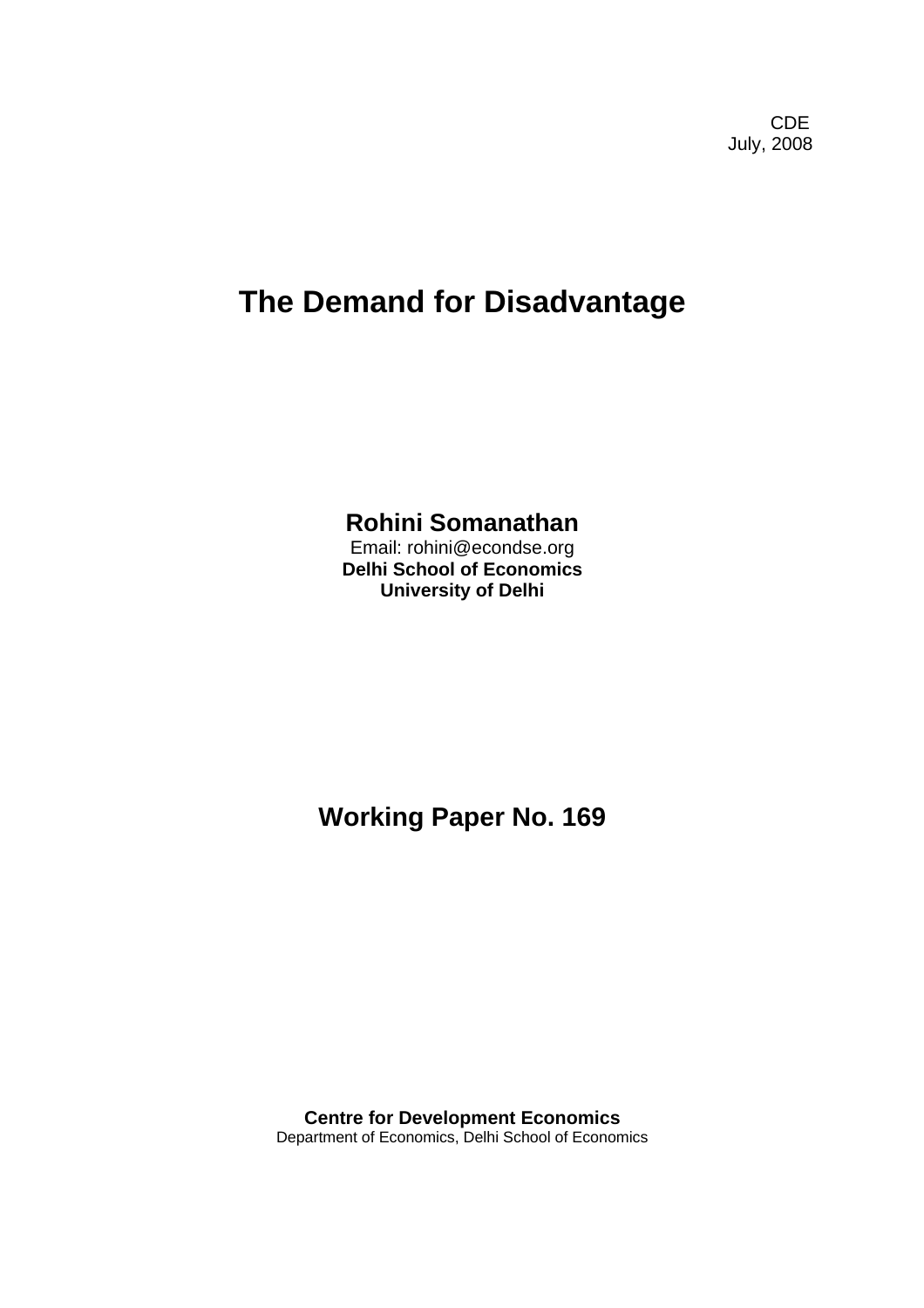CDE
July, 2008

# The Demand for Disadvantage

**Rohini Somanathan**
Email: rohini@econdse.org
**Delhi School of Economics**
**University of Delhi**

## Working Paper No. 169

**Centre for Development Economics**
Department of Economics, Delhi School of Economics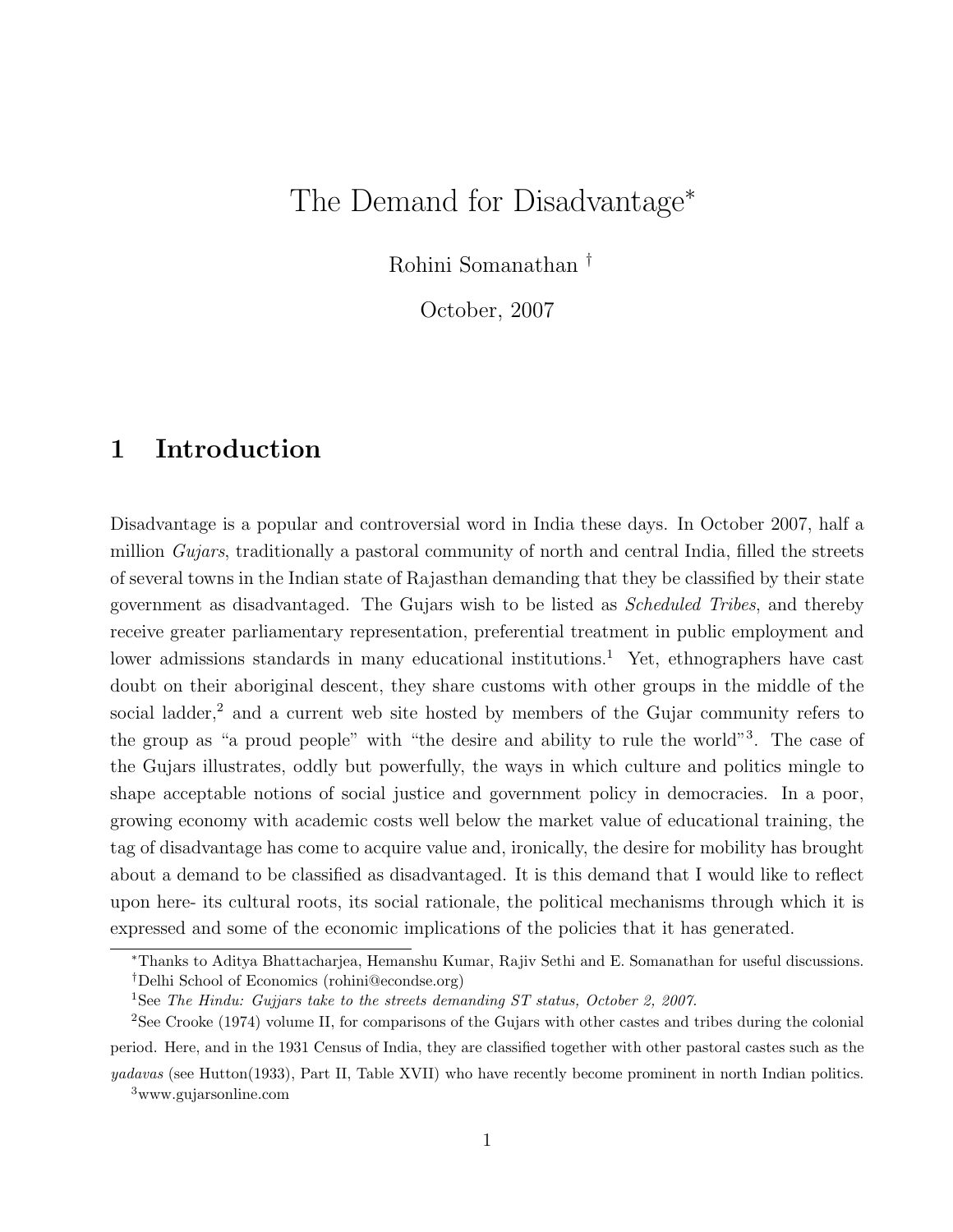# The Demand for Disadvantage[*]

Rohini Somanathan [†]

October, 2007

## 1 Introduction

Disadvantage is a popular and controversial word in India these days. In October 2007, half a million *Gujars*, traditionally a pastoral community of north and central India, filled the streets of several towns in the Indian state of Rajasthan demanding that they be classified by their state government as disadvantaged. The Gujars wish to be listed as *Scheduled Tribes*, and thereby receive greater parliamentary representation, preferential treatment in public employment and lower admissions standards in many educational institutions.[1] Yet, ethnographers have cast doubt on their aboriginal descent, they share customs with other groups in the middle of the social ladder,[2] and a current web site hosted by members of the Gujar community refers to the group as "a proud people" with "the desire and ability to rule the world"[3]. The case of the Gujars illustrates, oddly but powerfully, the ways in which culture and politics mingle to shape acceptable notions of social justice and government policy in democracies. In a poor, growing economy with academic costs well below the market value of educational training, the tag of disadvantage has come to acquire value and, ironically, the desire for mobility has brought about a demand to be classified as disadvantaged. It is this demand that I would like to reflect upon here- its cultural roots, its social rationale, the political mechanisms through which it is expressed and some of the economic implications of the policies that it has generated.

---

[*] Thanks to Aditya Bhattacharjea, Hemanshu Kumar, Rajiv Sethi and E. Somanathan for useful discussions.

[†] Delhi School of Economics (rohini@econdse.org)

[1] See *The Hindu: Gujjars take to the streets demanding ST status, October 2, 2007.*

[2] See Crooke (1974) volume II, for comparisons of the Gujars with other castes and tribes during the colonial period. Here, and in the 1931 Census of India, they are classified together with other pastoral castes such as the *yadavas* (see Hutton(1933), Part II, Table XVII) who have recently become prominent in north Indian politics.

[3] www.gujarsonline.com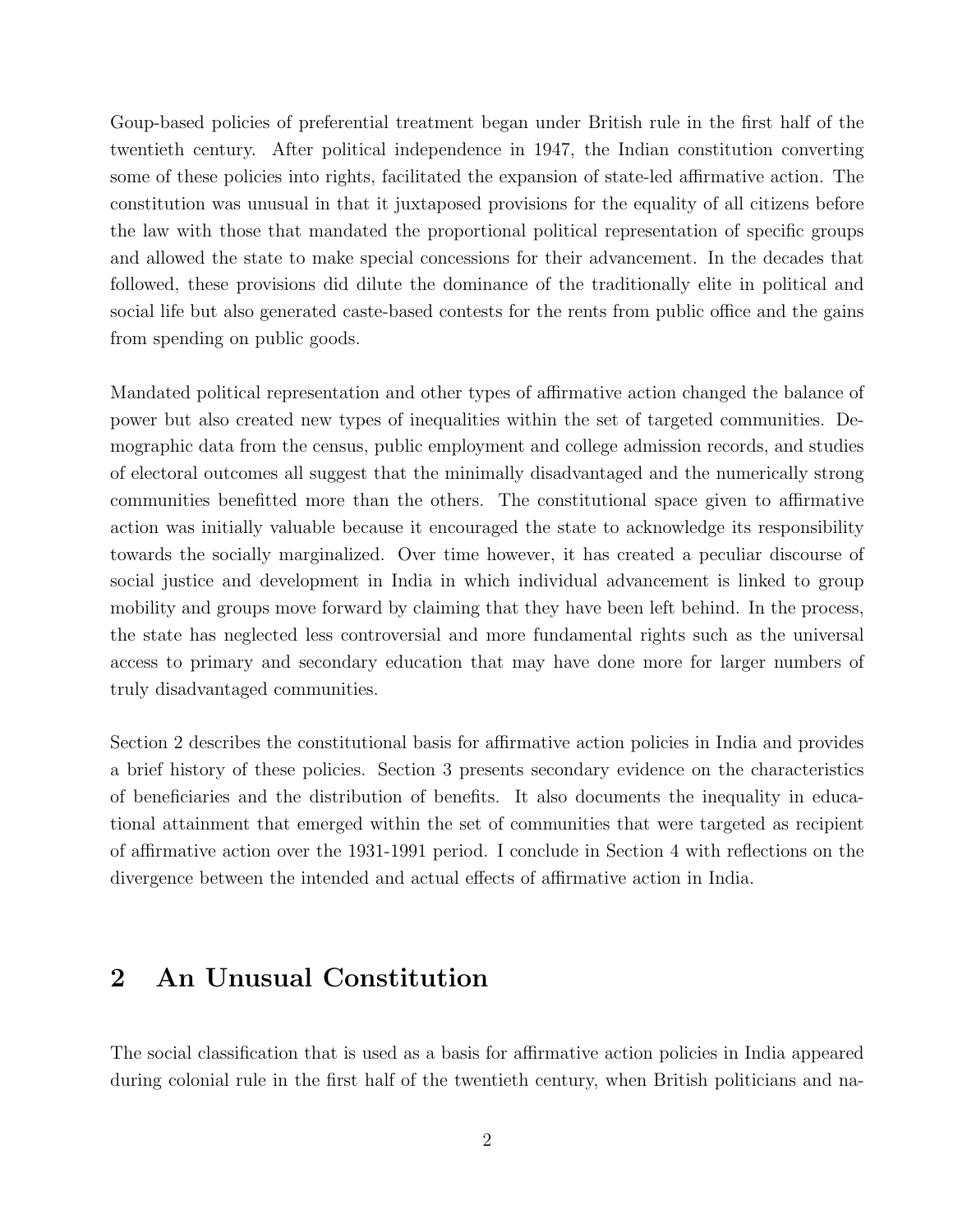Goup-based policies of preferential treatment began under British rule in the first half of the twentieth century. After political independence in 1947, the Indian constitution converting some of these policies into rights, facilitated the expansion of state-led affirmative action. The constitution was unusual in that it juxtaposed provisions for the equality of all citizens before the law with those that mandated the proportional political representation of specific groups and allowed the state to make special concessions for their advancement. In the decades that followed, these provisions did dilute the dominance of the traditionally elite in political and social life but also generated caste-based contests for the rents from public office and the gains from spending on public goods.

Mandated political representation and other types of affirmative action changed the balance of power but also created new types of inequalities within the set of targeted communities. Demographic data from the census, public employment and college admission records, and studies of electoral outcomes all suggest that the minimally disadvantaged and the numerically strong communities benefitted more than the others. The constitutional space given to affirmative action was initially valuable because it encouraged the state to acknowledge its responsibility towards the socially marginalized. Over time however, it has created a peculiar discourse of social justice and development in India in which individual advancement is linked to group mobility and groups move forward by claiming that they have been left behind. In the process, the state has neglected less controversial and more fundamental rights such as the universal access to primary and secondary education that may have done more for larger numbers of truly disadvantaged communities.

Section 2 describes the constitutional basis for affirmative action policies in India and provides a brief history of these policies. Section 3 presents secondary evidence on the characteristics of beneficiaries and the distribution of benefits. It also documents the inequality in educational attainment that emerged within the set of communities that were targeted as recipient of affirmative action over the 1931-1991 period. I conclude in Section 4 with reflections on the divergence between the intended and actual effects of affirmative action in India.

## 2 An Unusual Constitution

The social classification that is used as a basis for affirmative action policies in India appeared during colonial rule in the first half of the twentieth century, when British politicians and na-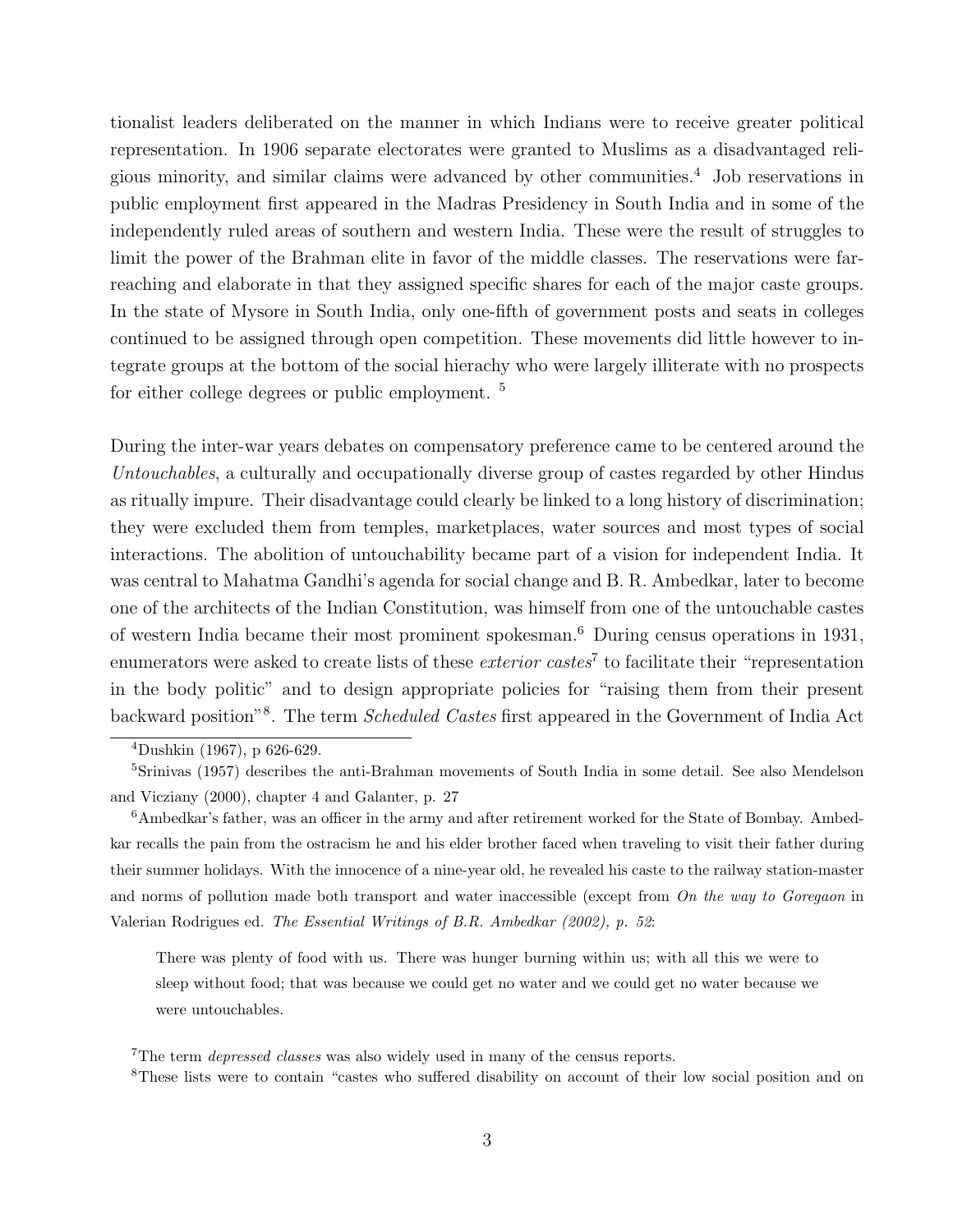tionalist leaders deliberated on the manner in which Indians were to receive greater political representation. In 1906 separate electorates were granted to Muslims as a disadvantaged religious minority, and similar claims were advanced by other communities.[4] Job reservations in public employment first appeared in the Madras Presidency in South India and in some of the independently ruled areas of southern and western India. These were the result of struggles to limit the power of the Brahman elite in favor of the middle classes. The reservations were far-reaching and elaborate in that they assigned specific shares for each of the major caste groups. In the state of Mysore in South India, only one-fifth of government posts and seats in colleges continued to be assigned through open competition. These movements did little however to integrate groups at the bottom of the social hierachy who were largely illiterate with no prospects for either college degrees or public employment. [5]

During the inter-war years debates on compensatory preference came to be centered around the *Untouchables*, a culturally and occupationally diverse group of castes regarded by other Hindus as ritually impure. Their disadvantage could clearly be linked to a long history of discrimination; they were excluded them from temples, marketplaces, water sources and most types of social interactions. The abolition of untouchability became part of a vision for independent India. It was central to Mahatma Gandhi's agenda for social change and B. R. Ambedkar, later to become one of the architects of the Indian Constitution, was himself from one of the untouchable castes of western India became their most prominent spokesman.[6] During census operations in 1931, enumerators were asked to create lists of these *exterior castes*[7] to facilitate their "representation in the body politic" and to design appropriate policies for "raising them from their present backward position"[8]. The term *Scheduled Castes* first appeared in the Government of India Act

[4] Dushkin (1967), p 626-629.

[5] Srinivas (1957) describes the anti-Brahman movements of South India in some detail. See also Mendelson and Vicziany (2000), chapter 4 and Galanter, p. 27

[6] Ambedkar's father, was an officer in the army and after retirement worked for the State of Bombay. Ambedkar recalls the pain from the ostracism he and his elder brother faced when traveling to visit their father during their summer holidays. With the innocence of a nine-year old, he revealed his caste to the railway station-master and norms of pollution made both transport and water inaccessible (except from *On the way to Goregaon* in Valerian Rodrigues ed. *The Essential Writings of B.R. Ambedkar (2002), p. 52*:

> There was plenty of food with us. There was hunger burning within us; with all this we were to sleep without food; that was because we could get no water and we could get no water because we were untouchables.

[7] The term *depressed classes* was also widely used in many of the census reports.

[8] These lists were to contain "castes who suffered disability on account of their low social position and on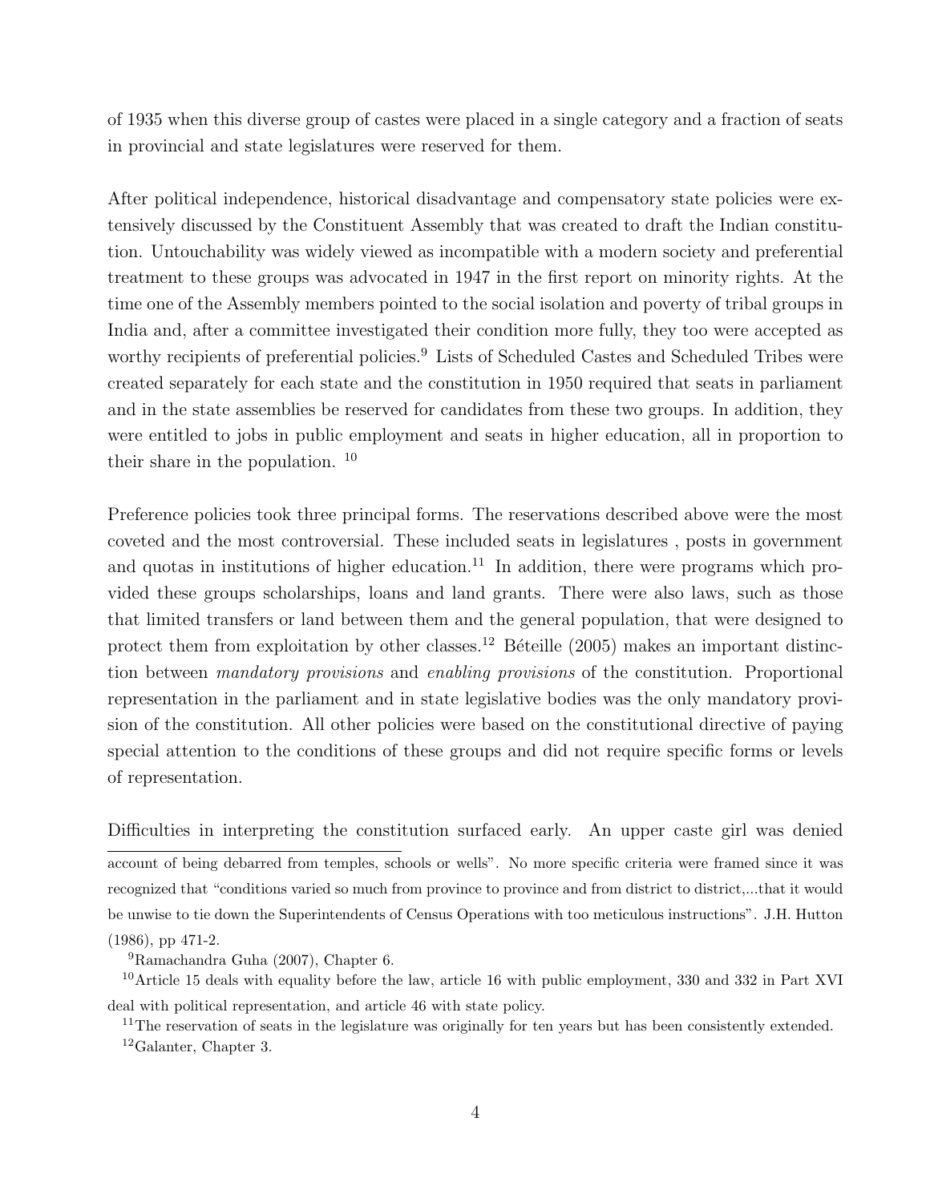of 1935 when this diverse group of castes were placed in a single category and a fraction of seats in provincial and state legislatures were reserved for them.

After political independence, historical disadvantage and compensatory state policies were extensively discussed by the Constituent Assembly that was created to draft the Indian constitution. Untouchability was widely viewed as incompatible with a modern society and preferential treatment to these groups was advocated in 1947 in the first report on minority rights. At the time one of the Assembly members pointed to the social isolation and poverty of tribal groups in India and, after a committee investigated their condition more fully, they too were accepted as worthy recipients of preferential policies.[9] Lists of Scheduled Castes and Scheduled Tribes were created separately for each state and the constitution in 1950 required that seats in parliament and in the state assemblies be reserved for candidates from these two groups. In addition, they were entitled to jobs in public employment and seats in higher education, all in proportion to their share in the population. [10]

Preference policies took three principal forms. The reservations described above were the most coveted and the most controversial. These included seats in legislatures , posts in government and quotas in institutions of higher education.[11] In addition, there were programs which provided these groups scholarships, loans and land grants. There were also laws, such as those that limited transfers or land between them and the general population, that were designed to protect them from exploitation by other classes.[12] Béteille (2005) makes an important distinction between *mandatory provisions* and *enabling provisions* of the constitution. Proportional representation in the parliament and in state legislative bodies was the only mandatory provision of the constitution. All other policies were based on the constitutional directive of paying special attention to the conditions of these groups and did not require specific forms or levels of representation.

Difficulties in interpreting the constitution surfaced early. An upper caste girl was denied

account of being debarred from temples, schools or wells". No more specific criteria were framed since it was recognized that "conditions varied so much from province to province and from district to district,...that it would be unwise to tie down the Superintendents of Census Operations with too meticulous instructions". J.H. Hutton (1986), pp 471-2.

[9] Ramachandra Guha (2007), Chapter 6.

[10] Article 15 deals with equality before the law, article 16 with public employment, 330 and 332 in Part XVI deal with political representation, and article 46 with state policy.

[11] The reservation of seats in the legislature was originally for ten years but has been consistently extended.

[12] Galanter, Chapter 3.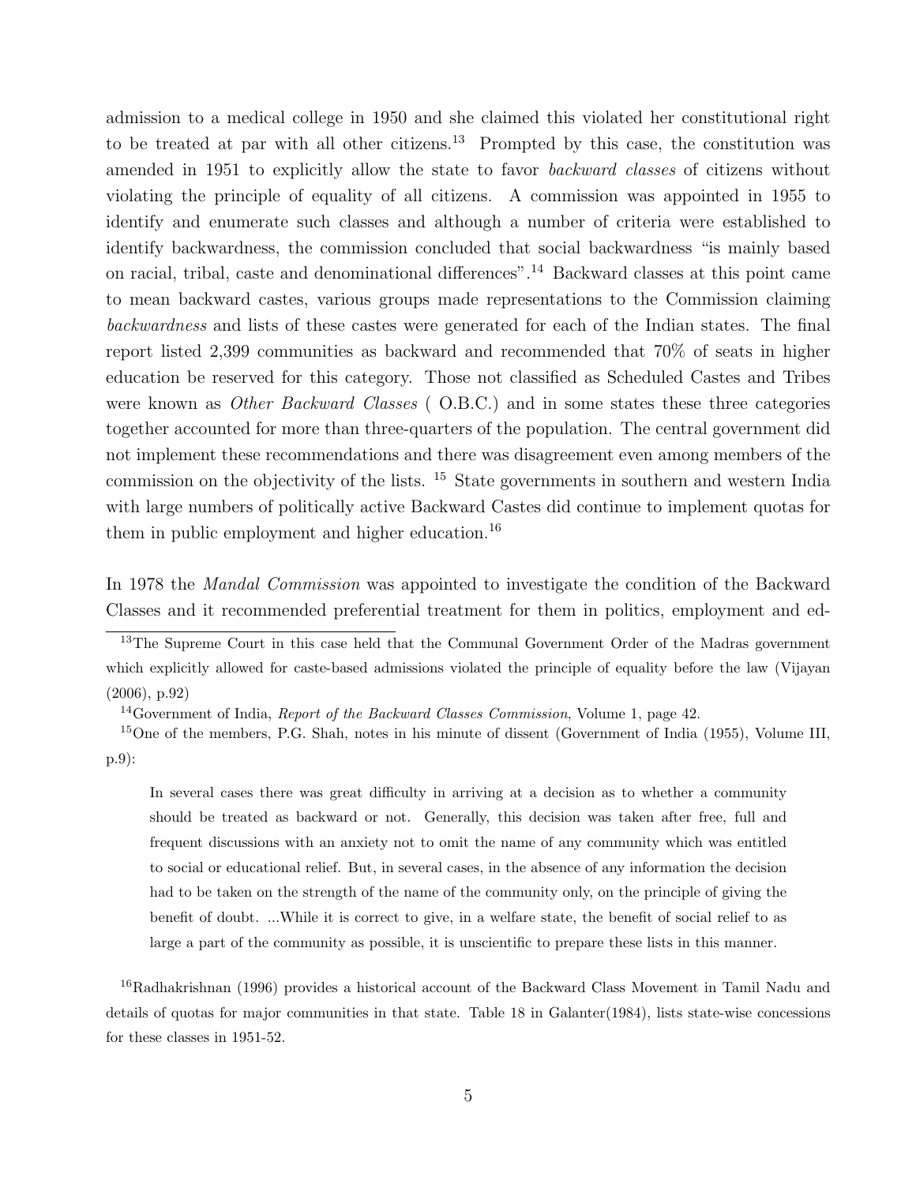admission to a medical college in 1950 and she claimed this violated her constitutional right to be treated at par with all other citizens.[13] Prompted by this case, the constitution was amended in 1951 to explicitly allow the state to favor *backward classes* of citizens without violating the principle of equality of all citizens. A commission was appointed in 1955 to identify and enumerate such classes and although a number of criteria were established to identify backwardness, the commission concluded that social backwardness "is mainly based on racial, tribal, caste and denominational differences".[14] Backward classes at this point came to mean backward castes, various groups made representations to the Commission claiming *backwardness* and lists of these castes were generated for each of the Indian states. The final report listed 2,399 communities as backward and recommended that 70% of seats in higher education be reserved for this category. Those not classified as Scheduled Castes and Tribes were known as *Other Backward Classes* ( O.B.C.) and in some states these three categories together accounted for more than three-quarters of the population. The central government did not implement these recommendations and there was disagreement even among members of the commission on the objectivity of the lists. [15] State governments in southern and western India with large numbers of politically active Backward Castes did continue to implement quotas for them in public employment and higher education.[16]

In 1978 the *Mandal Commission* was appointed to investigate the condition of the Backward Classes and it recommended preferential treatment for them in politics, employment and ed-

---

[13] The Supreme Court in this case held that the Communal Government Order of the Madras government which explicitly allowed for caste-based admissions violated the principle of equality before the law (Vijayan (2006), p.92)

[14] Government of India, *Report of the Backward Classes Commission*, Volume 1, page 42.

[15] One of the members, P.G. Shah, notes in his minute of dissent (Government of India (1955), Volume III, p.9):

> In several cases there was great difficulty in arriving at a decision as to whether a community should be treated as backward or not. Generally, this decision was taken after free, full and frequent discussions with an anxiety not to omit the name of any community which was entitled to social or educational relief. But, in several cases, in the absence of any information the decision had to be taken on the strength of the name of the community only, on the principle of giving the benefit of doubt. ...While it is correct to give, in a welfare state, the benefit of social relief to as large a part of the community as possible, it is unscientific to prepare these lists in this manner.

[16] Radhakrishnan (1996) provides a historical account of the Backward Class Movement in Tamil Nadu and details of quotas for major communities in that state. Table 18 in Galanter(1984), lists state-wise concessions for these classes in 1951-52.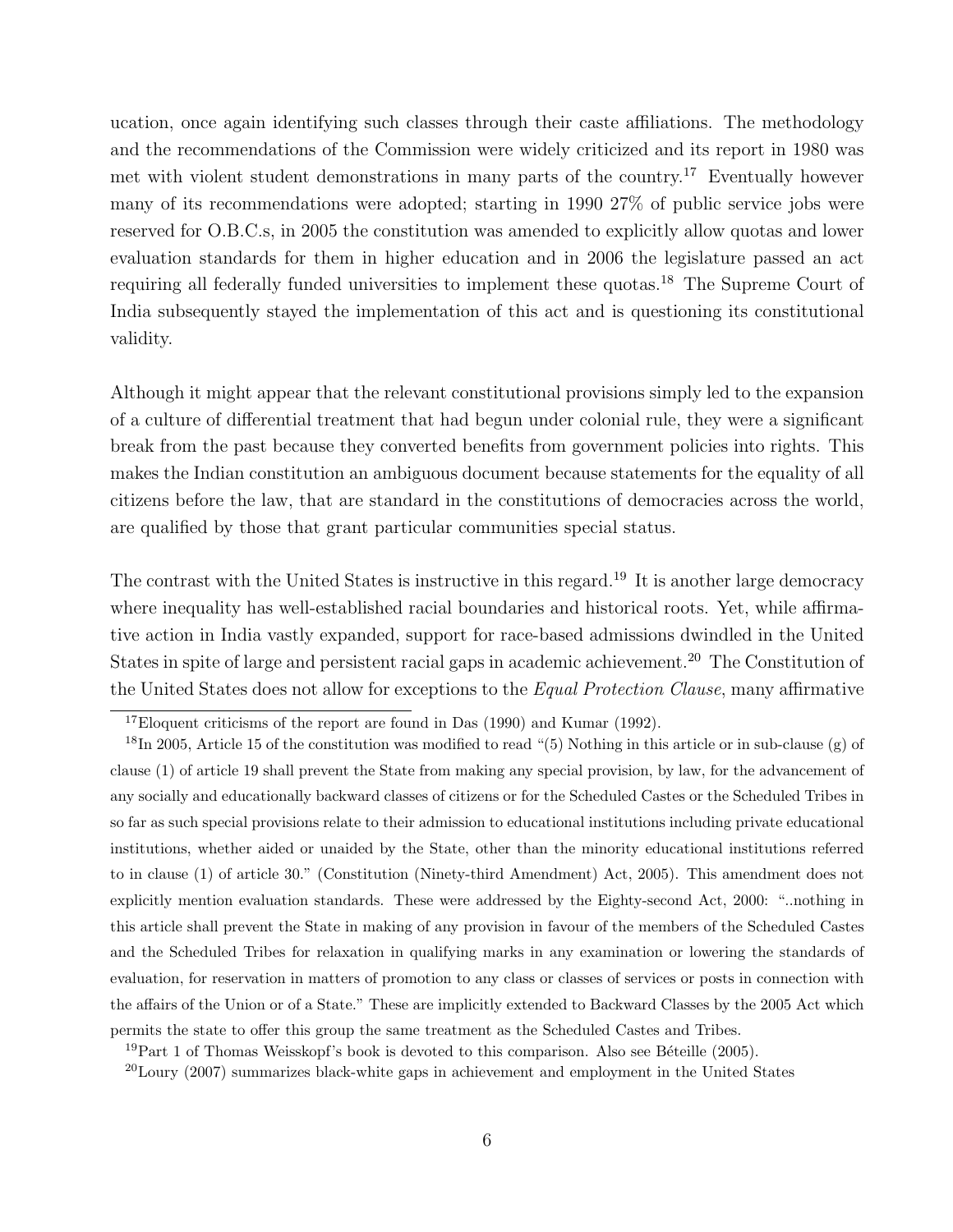ucation, once again identifying such classes through their caste affiliations. The methodology and the recommendations of the Commission were widely criticized and its report in 1980 was met with violent student demonstrations in many parts of the country.[17] Eventually however many of its recommendations were adopted; starting in 1990 27% of public service jobs were reserved for O.B.C.s, in 2005 the constitution was amended to explicitly allow quotas and lower evaluation standards for them in higher education and in 2006 the legislature passed an act requiring all federally funded universities to implement these quotas.[18] The Supreme Court of India subsequently stayed the implementation of this act and is questioning its constitutional validity.

Although it might appear that the relevant constitutional provisions simply led to the expansion of a culture of differential treatment that had begun under colonial rule, they were a significant break from the past because they converted benefits from government policies into rights. This makes the Indian constitution an ambiguous document because statements for the equality of all citizens before the law, that are standard in the constitutions of democracies across the world, are qualified by those that grant particular communities special status.

The contrast with the United States is instructive in this regard.[19] It is another large democracy where inequality has well-established racial boundaries and historical roots. Yet, while affirmative action in India vastly expanded, support for race-based admissions dwindled in the United States in spite of large and persistent racial gaps in academic achievement.[20] The Constitution of the United States does not allow for exceptions to the *Equal Protection Clause*, many affirmative

[17] Eloquent criticisms of the report are found in Das (1990) and Kumar (1992).

[18] In 2005, Article 15 of the constitution was modified to read "(5) Nothing in this article or in sub-clause (g) of clause (1) of article 19 shall prevent the State from making any special provision, by law, for the advancement of any socially and educationally backward classes of citizens or for the Scheduled Castes or the Scheduled Tribes in so far as such special provisions relate to their admission to educational institutions including private educational institutions, whether aided or unaided by the State, other than the minority educational institutions referred to in clause (1) of article 30." (Constitution (Ninety-third Amendment) Act, 2005). This amendment does not explicitly mention evaluation standards. These were addressed by the Eighty-second Act, 2000: "..nothing in this article shall prevent the State in making of any provision in favour of the members of the Scheduled Castes and the Scheduled Tribes for relaxation in qualifying marks in any examination or lowering the standards of evaluation, for reservation in matters of promotion to any class or classes of services or posts in connection with the affairs of the Union or of a State." These are implicitly extended to Backward Classes by the 2005 Act which permits the state to offer this group the same treatment as the Scheduled Castes and Tribes.

[19] Part 1 of Thomas Weisskopf's book is devoted to this comparison. Also see Béteille (2005).

[20] Loury (2007) summarizes black-white gaps in achievement and employment in the United States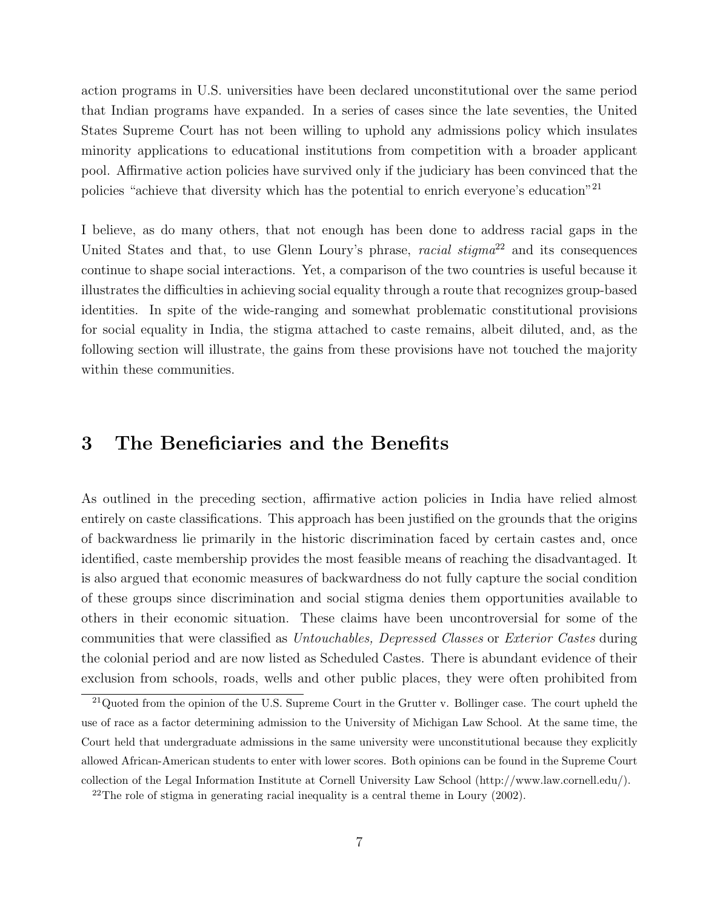action programs in U.S. universities have been declared unconstitutional over the same period that Indian programs have expanded. In a series of cases since the late seventies, the United States Supreme Court has not been willing to uphold any admissions policy which insulates minority applications to educational institutions from competition with a broader applicant pool. Affirmative action policies have survived only if the judiciary has been convinced that the policies "achieve that diversity which has the potential to enrich everyone's education"[21]

I believe, as do many others, that not enough has been done to address racial gaps in the United States and that, to use Glenn Loury's phrase, *racial stigma*[22] and its consequences continue to shape social interactions. Yet, a comparison of the two countries is useful because it illustrates the difficulties in achieving social equality through a route that recognizes group-based identities. In spite of the wide-ranging and somewhat problematic constitutional provisions for social equality in India, the stigma attached to caste remains, albeit diluted, and, as the following section will illustrate, the gains from these provisions have not touched the majority within these communities.

## 3 The Beneficiaries and the Benefits

As outlined in the preceding section, affirmative action policies in India have relied almost entirely on caste classifications. This approach has been justified on the grounds that the origins of backwardness lie primarily in the historic discrimination faced by certain castes and, once identified, caste membership provides the most feasible means of reaching the disadvantaged. It is also argued that economic measures of backwardness do not fully capture the social condition of these groups since discrimination and social stigma denies them opportunities available to others in their economic situation. These claims have been uncontroversial for some of the communities that were classified as *Untouchables, Depressed Classes* or *Exterior Castes* during the colonial period and are now listed as Scheduled Castes. There is abundant evidence of their exclusion from schools, roads, wells and other public places, they were often prohibited from

[21] Quoted from the opinion of the U.S. Supreme Court in the Grutter v. Bollinger case. The court upheld the use of race as a factor determining admission to the University of Michigan Law School. At the same time, the Court held that undergraduate admissions in the same university were unconstitutional because they explicitly allowed African-American students to enter with lower scores. Both opinions can be found in the Supreme Court collection of the Legal Information Institute at Cornell University Law School (http://www.law.cornell.edu/).

[22] The role of stigma in generating racial inequality is a central theme in Loury (2002).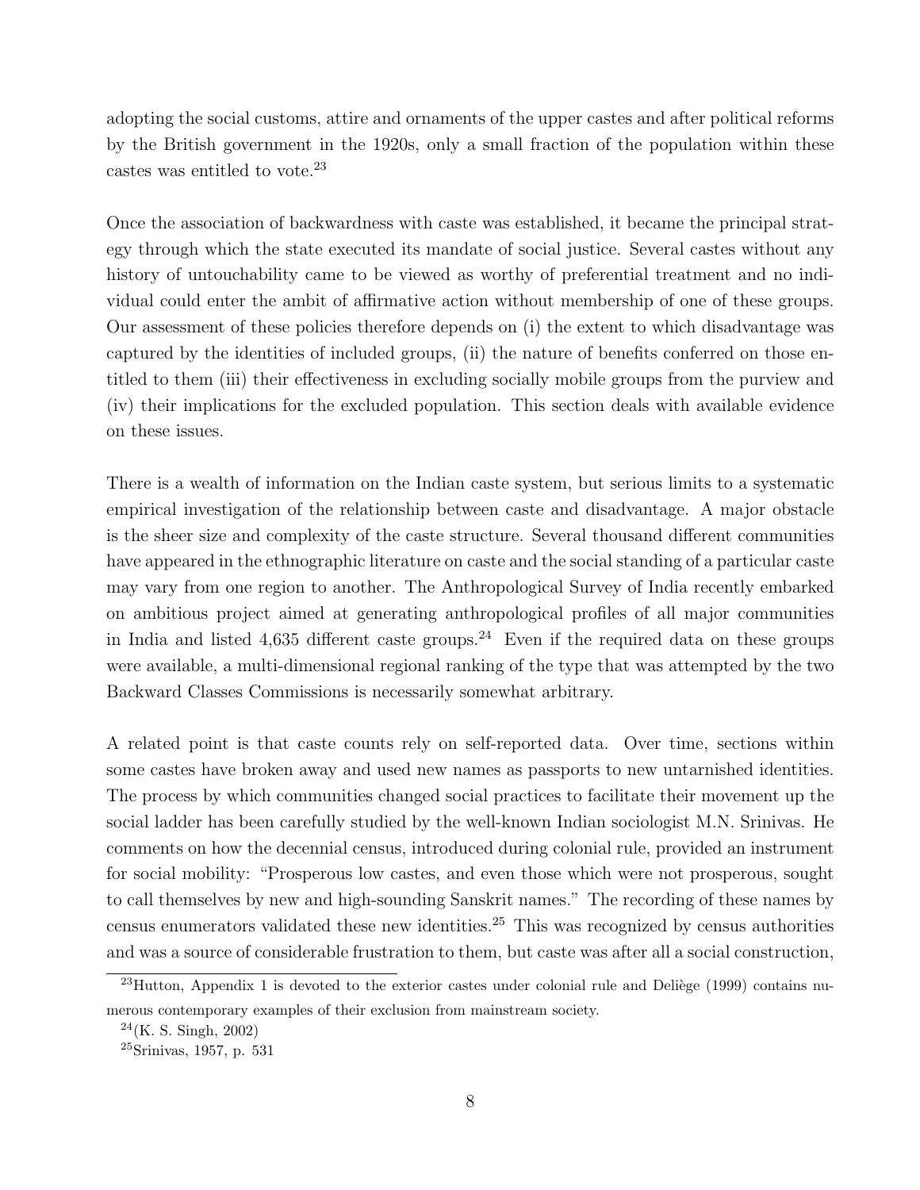adopting the social customs, attire and ornaments of the upper castes and after political reforms by the British government in the 1920s, only a small fraction of the population within these castes was entitled to vote.[23]

Once the association of backwardness with caste was established, it became the principal strategy through which the state executed its mandate of social justice. Several castes without any history of untouchability came to be viewed as worthy of preferential treatment and no individual could enter the ambit of affirmative action without membership of one of these groups. Our assessment of these policies therefore depends on (i) the extent to which disadvantage was captured by the identities of included groups, (ii) the nature of benefits conferred on those entitled to them (iii) their effectiveness in excluding socially mobile groups from the purview and (iv) their implications for the excluded population. This section deals with available evidence on these issues.

There is a wealth of information on the Indian caste system, but serious limits to a systematic empirical investigation of the relationship between caste and disadvantage. A major obstacle is the sheer size and complexity of the caste structure. Several thousand different communities have appeared in the ethnographic literature on caste and the social standing of a particular caste may vary from one region to another. The Anthropological Survey of India recently embarked on ambitious project aimed at generating anthropological profiles of all major communities in India and listed 4,635 different caste groups.[24] Even if the required data on these groups were available, a multi-dimensional regional ranking of the type that was attempted by the two Backward Classes Commissions is necessarily somewhat arbitrary.

A related point is that caste counts rely on self-reported data. Over time, sections within some castes have broken away and used new names as passports to new untarnished identities. The process by which communities changed social practices to facilitate their movement up the social ladder has been carefully studied by the well-known Indian sociologist M.N. Srinivas. He comments on how the decennial census, introduced during colonial rule, provided an instrument for social mobility: "Prosperous low castes, and even those which were not prosperous, sought to call themselves by new and high-sounding Sanskrit names." The recording of these names by census enumerators validated these new identities.[25] This was recognized by census authorities and was a source of considerable frustration to them, but caste was after all a social construction,

[23] Hutton, Appendix 1 is devoted to the exterior castes under colonial rule and Deliège (1999) contains numerous contemporary examples of their exclusion from mainstream society.

[24] (K. S. Singh, 2002)

[25] Srinivas, 1957, p. 531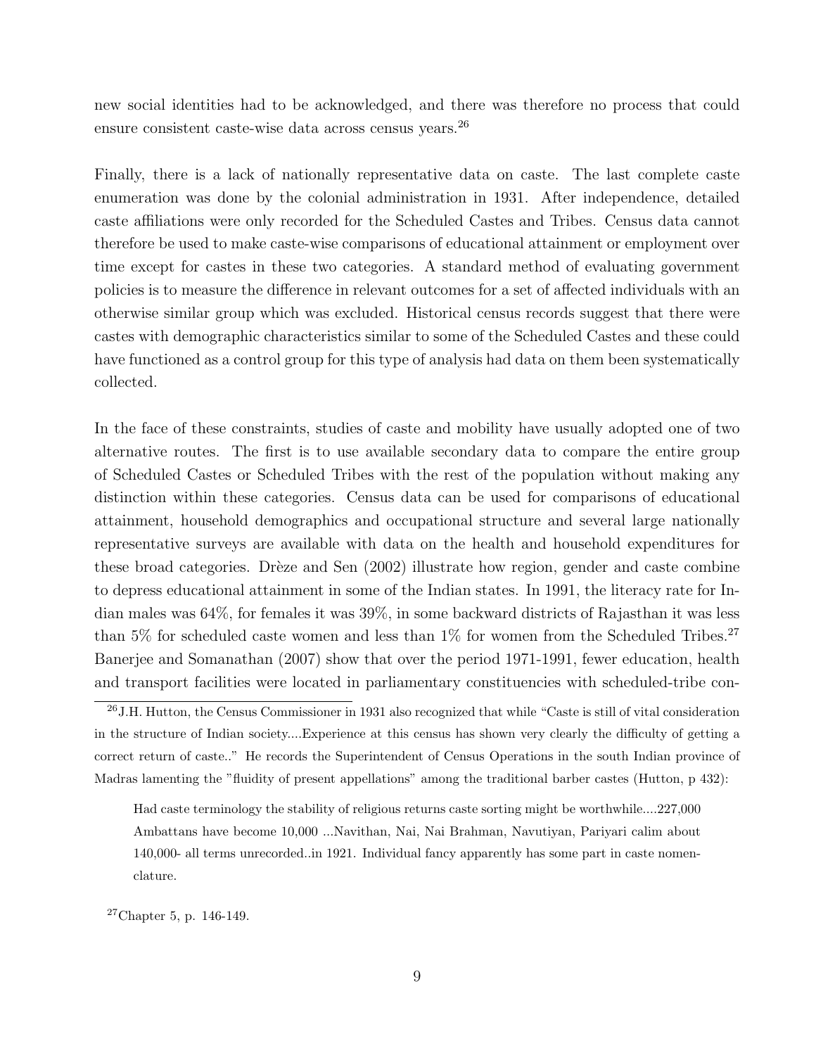new social identities had to be acknowledged, and there was therefore no process that could ensure consistent caste-wise data across census years.[26]

Finally, there is a lack of nationally representative data on caste. The last complete caste enumeration was done by the colonial administration in 1931. After independence, detailed caste affiliations were only recorded for the Scheduled Castes and Tribes. Census data cannot therefore be used to make caste-wise comparisons of educational attainment or employment over time except for castes in these two categories. A standard method of evaluating government policies is to measure the difference in relevant outcomes for a set of affected individuals with an otherwise similar group which was excluded. Historical census records suggest that there were castes with demographic characteristics similar to some of the Scheduled Castes and these could have functioned as a control group for this type of analysis had data on them been systematically collected.

In the face of these constraints, studies of caste and mobility have usually adopted one of two alternative routes. The first is to use available secondary data to compare the entire group of Scheduled Castes or Scheduled Tribes with the rest of the population without making any distinction within these categories. Census data can be used for comparisons of educational attainment, household demographics and occupational structure and several large nationally representative surveys are available with data on the health and household expenditures for these broad categories. Drèze and Sen (2002) illustrate how region, gender and caste combine to depress educational attainment in some of the Indian states. In 1991, the literacy rate for Indian males was 64%, for females it was 39%, in some backward districts of Rajasthan it was less than 5% for scheduled caste women and less than 1% for women from the Scheduled Tribes.[27] Banerjee and Somanathan (2007) show that over the period 1971-1991, fewer education, health and transport facilities were located in parliamentary constituencies with scheduled-tribe con-

---

[26] J.H. Hutton, the Census Commissioner in 1931 also recognized that while "Caste is still of vital consideration in the structure of Indian society....Experience at this census has shown very clearly the difficulty of getting a correct return of caste.." He records the Superintendent of Census Operations in the south Indian province of Madras lamenting the "fluidity of present appellations" among the traditional barber castes (Hutton, p 432):

> Had caste terminology the stability of religious returns caste sorting might be worthwhile....227,000 Ambattans have become 10,000 ...Navithan, Nai, Nai Brahman, Navutiyan, Pariyari calim about 140,000- all terms unrecorded..in 1921. Individual fancy apparently has some part in caste nomenclature.

[27] Chapter 5, p. 146-149.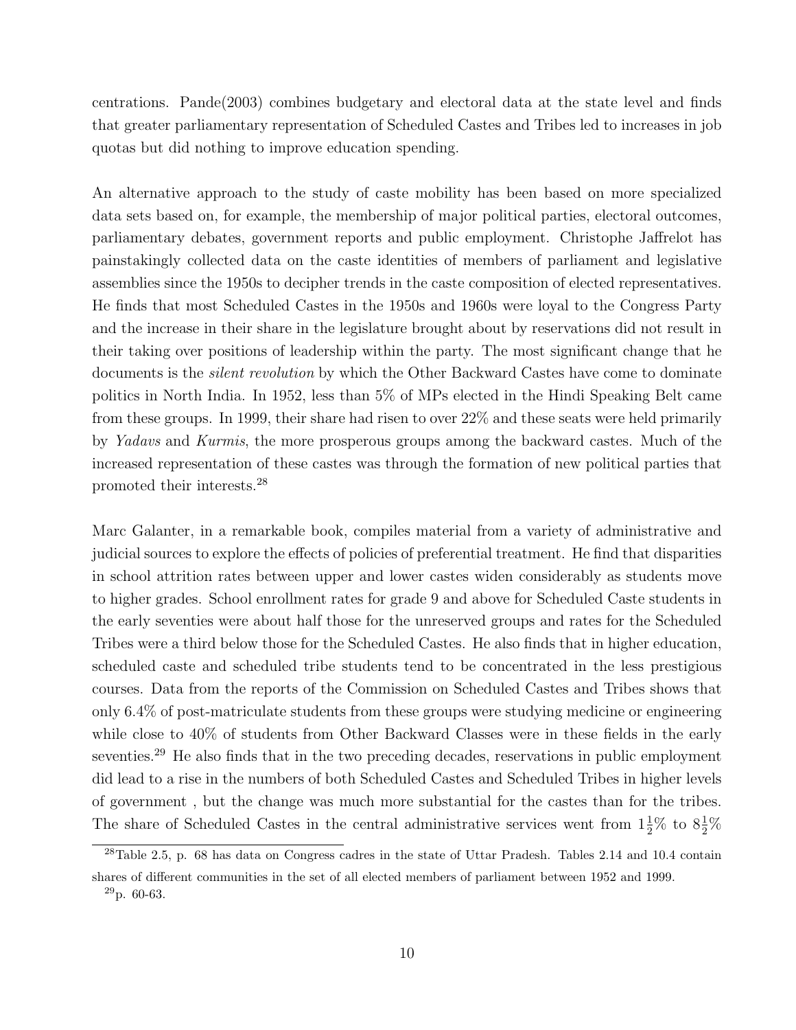centrations. Pande(2003) combines budgetary and electoral data at the state level and finds that greater parliamentary representation of Scheduled Castes and Tribes led to increases in job quotas but did nothing to improve education spending.

An alternative approach to the study of caste mobility has been based on more specialized data sets based on, for example, the membership of major political parties, electoral outcomes, parliamentary debates, government reports and public employment. Christophe Jaffrelot has painstakingly collected data on the caste identities of members of parliament and legislative assemblies since the 1950s to decipher trends in the caste composition of elected representatives. He finds that most Scheduled Castes in the 1950s and 1960s were loyal to the Congress Party and the increase in their share in the legislature brought about by reservations did not result in their taking over positions of leadership within the party. The most significant change that he documents is the *silent revolution* by which the Other Backward Castes have come to dominate politics in North India. In 1952, less than 5% of MPs elected in the Hindi Speaking Belt came from these groups. In 1999, their share had risen to over 22% and these seats were held primarily by *Yadavs* and *Kurmis*, the more prosperous groups among the backward castes. Much of the increased representation of these castes was through the formation of new political parties that promoted their interests.[28]

Marc Galanter, in a remarkable book, compiles material from a variety of administrative and judicial sources to explore the effects of policies of preferential treatment. He find that disparities in school attrition rates between upper and lower castes widen considerably as students move to higher grades. School enrollment rates for grade 9 and above for Scheduled Caste students in the early seventies were about half those for the unreserved groups and rates for the Scheduled Tribes were a third below those for the Scheduled Castes. He also finds that in higher education, scheduled caste and scheduled tribe students tend to be concentrated in the less prestigious courses. Data from the reports of the Commission on Scheduled Castes and Tribes shows that only 6.4% of post-matriculate students from these groups were studying medicine or engineering while close to 40% of students from Other Backward Classes were in these fields in the early seventies.[29] He also finds that in the two preceding decades, reservations in public employment did lead to a rise in the numbers of both Scheduled Castes and Scheduled Tribes in higher levels of government , but the change was much more substantial for the castes than for the tribes. The share of Scheduled Castes in the central administrative services went from $1\frac{1}{2}\%$ to $8\frac{1}{2}\%$

---

[28] Table 2.5, p. 68 has data on Congress cadres in the state of Uttar Pradesh. Tables 2.14 and 10.4 contain shares of different communities in the set of all elected members of parliament between 1952 and 1999.

[29] p. 60-63.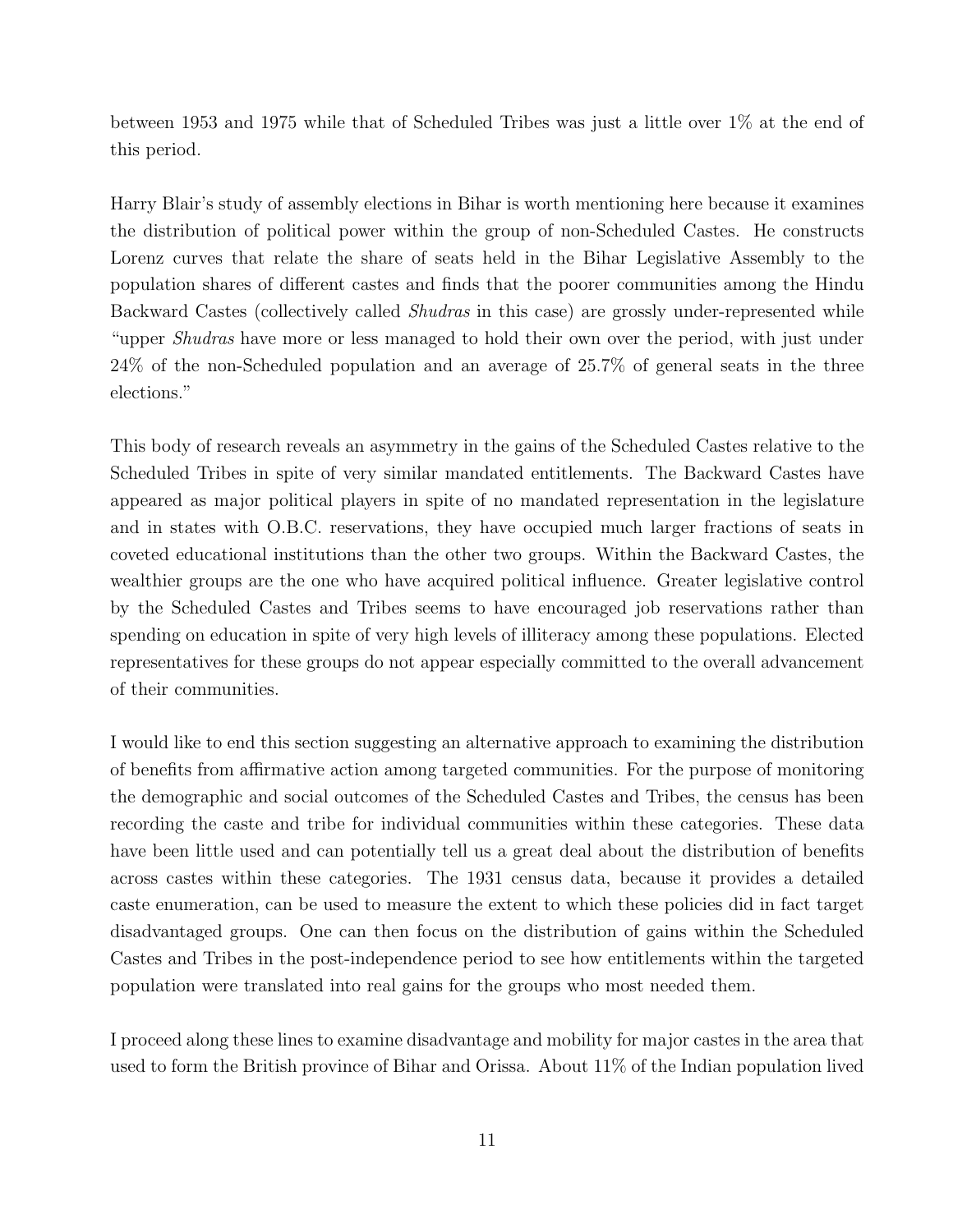between 1953 and 1975 while that of Scheduled Tribes was just a little over 1% at the end of this period.

Harry Blair's study of assembly elections in Bihar is worth mentioning here because it examines the distribution of political power within the group of non-Scheduled Castes. He constructs Lorenz curves that relate the share of seats held in the Bihar Legislative Assembly to the population shares of different castes and finds that the poorer communities among the Hindu Backward Castes (collectively called *Shudras* in this case) are grossly under-represented while "upper *Shudras* have more or less managed to hold their own over the period, with just under 24% of the non-Scheduled population and an average of 25.7% of general seats in the three elections."

This body of research reveals an asymmetry in the gains of the Scheduled Castes relative to the Scheduled Tribes in spite of very similar mandated entitlements. The Backward Castes have appeared as major political players in spite of no mandated representation in the legislature and in states with O.B.C. reservations, they have occupied much larger fractions of seats in coveted educational institutions than the other two groups. Within the Backward Castes, the wealthier groups are the one who have acquired political influence. Greater legislative control by the Scheduled Castes and Tribes seems to have encouraged job reservations rather than spending on education in spite of very high levels of illiteracy among these populations. Elected representatives for these groups do not appear especially committed to the overall advancement of their communities.

I would like to end this section suggesting an alternative approach to examining the distribution of benefits from affirmative action among targeted communities. For the purpose of monitoring the demographic and social outcomes of the Scheduled Castes and Tribes, the census has been recording the caste and tribe for individual communities within these categories. These data have been little used and can potentially tell us a great deal about the distribution of benefits across castes within these categories. The 1931 census data, because it provides a detailed caste enumeration, can be used to measure the extent to which these policies did in fact target disadvantaged groups. One can then focus on the distribution of gains within the Scheduled Castes and Tribes in the post-independence period to see how entitlements within the targeted population were translated into real gains for the groups who most needed them.

I proceed along these lines to examine disadvantage and mobility for major castes in the area that used to form the British province of Bihar and Orissa. About 11% of the Indian population lived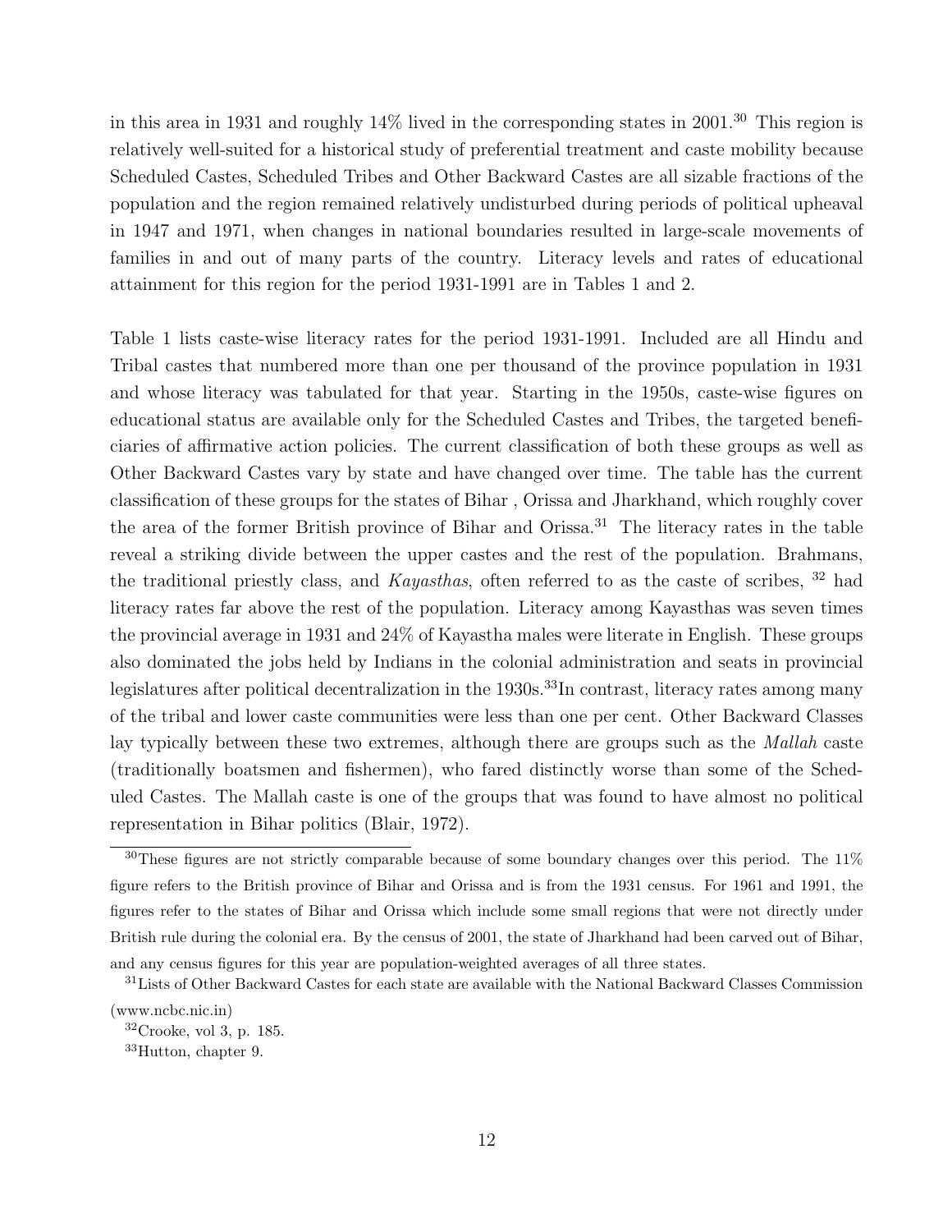in this area in 1931 and roughly 14% lived in the corresponding states in 2001.[30] This region is relatively well-suited for a historical study of preferential treatment and caste mobility because Scheduled Castes, Scheduled Tribes and Other Backward Castes are all sizable fractions of the population and the region remained relatively undisturbed during periods of political upheaval in 1947 and 1971, when changes in national boundaries resulted in large-scale movements of families in and out of many parts of the country. Literacy levels and rates of educational attainment for this region for the period 1931-1991 are in Tables 1 and 2.

Table 1 lists caste-wise literacy rates for the period 1931-1991. Included are all Hindu and Tribal castes that numbered more than one per thousand of the province population in 1931 and whose literacy was tabulated for that year. Starting in the 1950s, caste-wise figures on educational status are available only for the Scheduled Castes and Tribes, the targeted beneficiaries of affirmative action policies. The current classification of both these groups as well as Other Backward Castes vary by state and have changed over time. The table has the current classification of these groups for the states of Bihar , Orissa and Jharkhand, which roughly cover the area of the former British province of Bihar and Orissa.[31] The literacy rates in the table reveal a striking divide between the upper castes and the rest of the population. Brahmans, the traditional priestly class, and *Kayasthas*, often referred to as the caste of scribes, [32] had literacy rates far above the rest of the population. Literacy among Kayasthas was seven times the provincial average in 1931 and 24% of Kayastha males were literate in English. These groups also dominated the jobs held by Indians in the colonial administration and seats in provincial legislatures after political decentralization in the 1930s.[33]In contrast, literacy rates among many of the tribal and lower caste communities were less than one per cent. Other Backward Classes lay typically between these two extremes, although there are groups such as the *Mallah* caste (traditionally boatsmen and fishermen), who fared distinctly worse than some of the Scheduled Castes. The Mallah caste is one of the groups that was found to have almost no political representation in Bihar politics (Blair, 1972).

[30] These figures are not strictly comparable because of some boundary changes over this period. The 11% figure refers to the British province of Bihar and Orissa and is from the 1931 census. For 1961 and 1991, the figures refer to the states of Bihar and Orissa which include some small regions that were not directly under British rule during the colonial era. By the census of 2001, the state of Jharkhand had been carved out of Bihar, and any census figures for this year are population-weighted averages of all three states.

[31] Lists of Other Backward Castes for each state are available with the National Backward Classes Commission (www.ncbc.nic.in)

[32] Crooke, vol 3, p. 185.

[33] Hutton, chapter 9.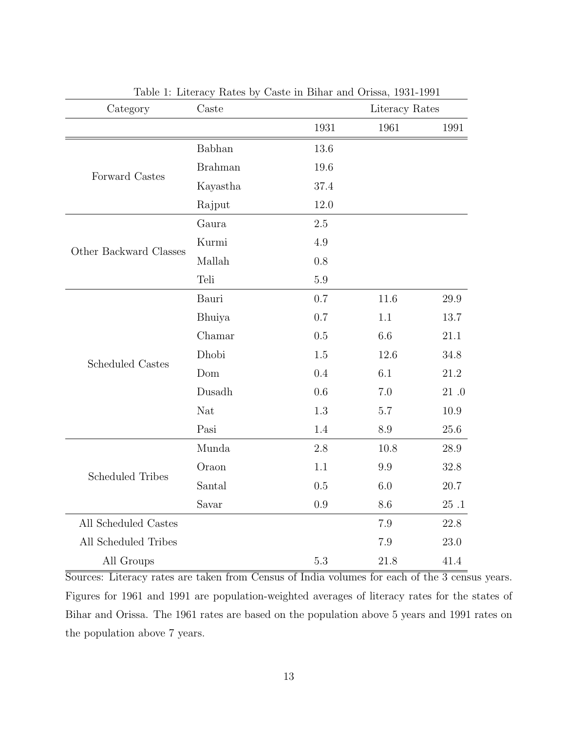Table 1: Literacy Rates by Caste in Bihar and Orissa, 1931-1991

| Category | Caste | Literacy Rates | | |
|---|---|---|---|---|
| | | 1931 | 1961 | 1991 |
| Forward Castes | Babhan | 13.6 | | |
| | Brahman | 19.6 | | |
| | Kayastha | 37.4 | | |
| | Rajput | 12.0 | | |
| Other Backward Classes | Gaura | 2.5 | | |
| | Kurmi | 4.9 | | |
| | Mallah | 0.8 | | |
| | Teli | 5.9 | | |
| Scheduled Castes | Bauri | 0.7 | 11.6 | 29.9 |
| | Bhuiya | 0.7 | 1.1 | 13.7 |
| | Chamar | 0.5 | 6.6 | 21.1 |
| | Dhobi | 1.5 | 12.6 | 34.8 |
| | Dom | 0.4 | 6.1 | 21.2 |
| | Dusadh | 0.6 | 7.0 | 21 .0 |
| | Nat | 1.3 | 5.7 | 10.9 |
| | Pasi | 1.4 | 8.9 | 25.6 |
| Scheduled Tribes | Munda | 2.8 | 10.8 | 28.9 |
| | Oraon | 1.1 | 9.9 | 32.8 |
| | Santal | 0.5 | 6.0 | 20.7 |
| | Savar | 0.9 | 8.6 | 25 .1 |
| All Scheduled Castes | | | 7.9 | 22.8 |
| All Scheduled Tribes | | | 7.9 | 23.0 |
| All Groups | | 5.3 | 21.8 | 41.4 |

Sources: Literacy rates are taken from Census of India volumes for each of the 3 census years. Figures for 1961 and 1991 are population-weighted averages of literacy rates for the states of Bihar and Orissa. The 1961 rates are based on the population above 5 years and 1991 rates on the population above 7 years.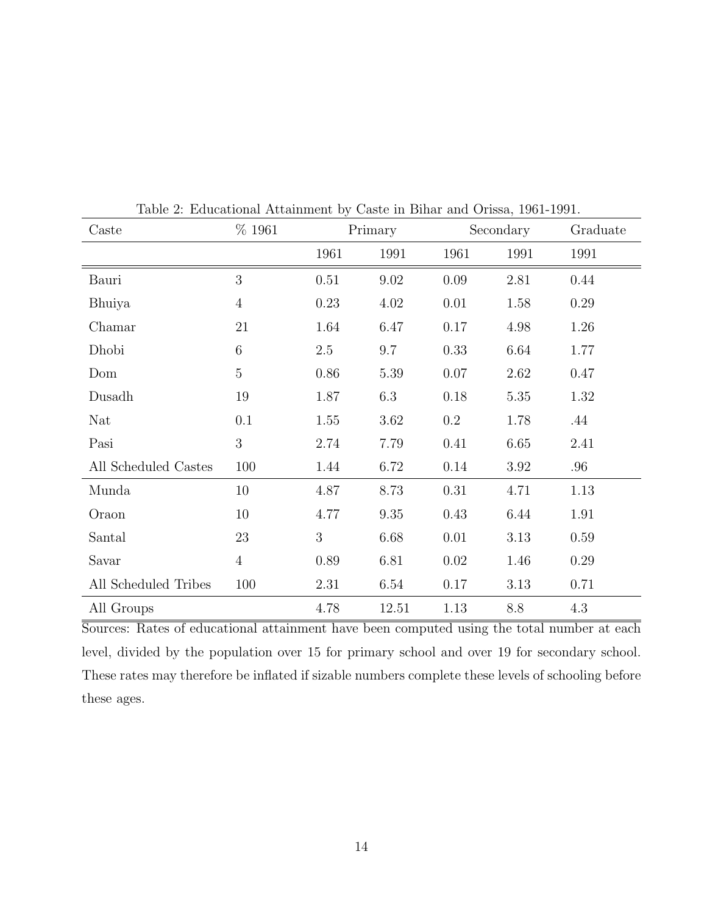Table 2: Educational Attainment by Caste in Bihar and Orissa, 1961-1991.

| Caste | % 1961 | Primary | | Secondary | | Graduate |
|---|---|---|---|---|---|---|
| | | 1961 | 1991 | 1961 | 1991 | 1991 |
| Bauri | 3 | 0.51 | 9.02 | 0.09 | 2.81 | 0.44 |
| Bhuiya | 4 | 0.23 | 4.02 | 0.01 | 1.58 | 0.29 |
| Chamar | 21 | 1.64 | 6.47 | 0.17 | 4.98 | 1.26 |
| Dhobi | 6 | 2.5 | 9.7 | 0.33 | 6.64 | 1.77 |
| Dom | 5 | 0.86 | 5.39 | 0.07 | 2.62 | 0.47 |
| Dusadh | 19 | 1.87 | 6.3 | 0.18 | 5.35 | 1.32 |
| Nat | 0.1 | 1.55 | 3.62 | 0.2 | 1.78 | .44 |
| Pasi | 3 | 2.74 | 7.79 | 0.41 | 6.65 | 2.41 |
| All Scheduled Castes | 100 | 1.44 | 6.72 | 0.14 | 3.92 | .96 |
| Munda | 10 | 4.87 | 8.73 | 0.31 | 4.71 | 1.13 |
| Oraon | 10 | 4.77 | 9.35 | 0.43 | 6.44 | 1.91 |
| Santal | 23 | 3 | 6.68 | 0.01 | 3.13 | 0.59 |
| Savar | 4 | 0.89 | 6.81 | 0.02 | 1.46 | 0.29 |
| All Scheduled Tribes | 100 | 2.31 | 6.54 | 0.17 | 3.13 | 0.71 |
| All Groups | | 4.78 | 12.51 | 1.13 | 8.8 | 4.3 |

Sources: Rates of educational attainment have been computed using the total number at each level, divided by the population over 15 for primary school and over 19 for secondary school. These rates may therefore be inflated if sizable numbers complete these levels of schooling before these ages.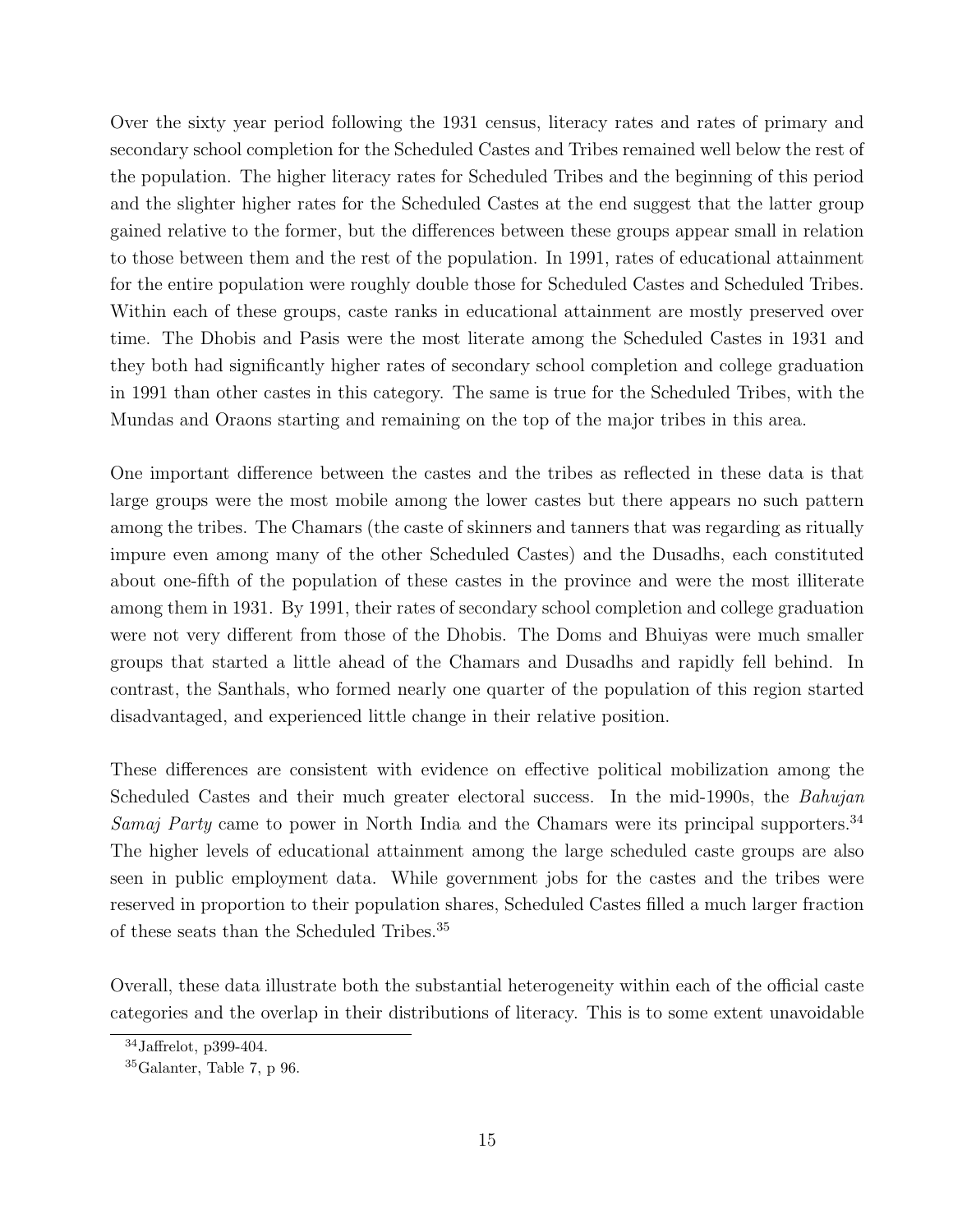Over the sixty year period following the 1931 census, literacy rates and rates of primary and secondary school completion for the Scheduled Castes and Tribes remained well below the rest of the population. The higher literacy rates for Scheduled Tribes and the beginning of this period and the slighter higher rates for the Scheduled Castes at the end suggest that the latter group gained relative to the former, but the differences between these groups appear small in relation to those between them and the rest of the population. In 1991, rates of educational attainment for the entire population were roughly double those for Scheduled Castes and Scheduled Tribes. Within each of these groups, caste ranks in educational attainment are mostly preserved over time. The Dhobis and Pasis were the most literate among the Scheduled Castes in 1931 and they both had significantly higher rates of secondary school completion and college graduation in 1991 than other castes in this category. The same is true for the Scheduled Tribes, with the Mundas and Oraons starting and remaining on the top of the major tribes in this area.

One important difference between the castes and the tribes as reflected in these data is that large groups were the most mobile among the lower castes but there appears no such pattern among the tribes. The Chamars (the caste of skinners and tanners that was regarding as ritually impure even among many of the other Scheduled Castes) and the Dusadhs, each constituted about one-fifth of the population of these castes in the province and were the most illiterate among them in 1931. By 1991, their rates of secondary school completion and college graduation were not very different from those of the Dhobis. The Doms and Bhuiyas were much smaller groups that started a little ahead of the Chamars and Dusadhs and rapidly fell behind. In contrast, the Santhals, who formed nearly one quarter of the population of this region started disadvantaged, and experienced little change in their relative position.

These differences are consistent with evidence on effective political mobilization among the Scheduled Castes and their much greater electoral success. In the mid-1990s, the *Bahujan Samaj Party* came to power in North India and the Chamars were its principal supporters.[34] The higher levels of educational attainment among the large scheduled caste groups are also seen in public employment data. While government jobs for the castes and the tribes were reserved in proportion to their population shares, Scheduled Castes filled a much larger fraction of these seats than the Scheduled Tribes.[35]

Overall, these data illustrate both the substantial heterogeneity within each of the official caste categories and the overlap in their distributions of literacy. This is to some extent unavoidable

[34] Jaffrelot, p399-404.

[35] Galanter, Table 7, p 96.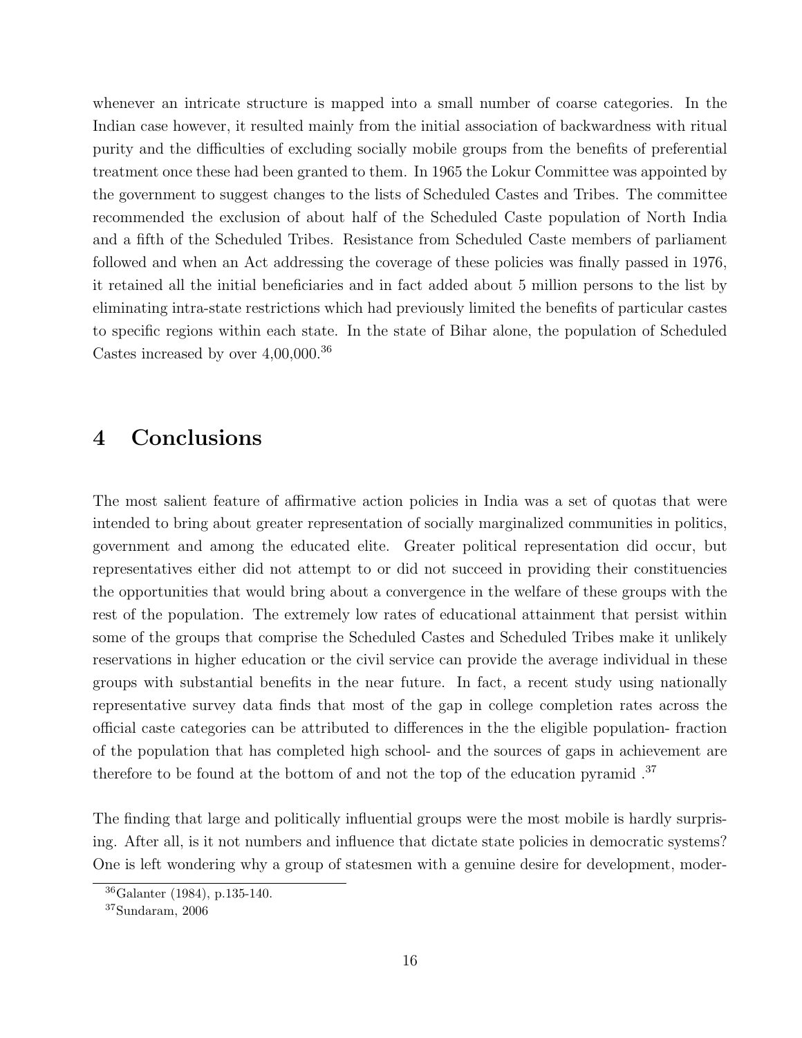whenever an intricate structure is mapped into a small number of coarse categories. In the Indian case however, it resulted mainly from the initial association of backwardness with ritual purity and the difficulties of excluding socially mobile groups from the benefits of preferential treatment once these had been granted to them. In 1965 the Lokur Committee was appointed by the government to suggest changes to the lists of Scheduled Castes and Tribes. The committee recommended the exclusion of about half of the Scheduled Caste population of North India and a fifth of the Scheduled Tribes. Resistance from Scheduled Caste members of parliament followed and when an Act addressing the coverage of these policies was finally passed in 1976, it retained all the initial beneficiaries and in fact added about 5 million persons to the list by eliminating intra-state restrictions which had previously limited the benefits of particular castes to specific regions within each state. In the state of Bihar alone, the population of Scheduled Castes increased by over 4,00,000.[36]

## 4 Conclusions

The most salient feature of affirmative action policies in India was a set of quotas that were intended to bring about greater representation of socially marginalized communities in politics, government and among the educated elite. Greater political representation did occur, but representatives either did not attempt to or did not succeed in providing their constituencies the opportunities that would bring about a convergence in the welfare of these groups with the rest of the population. The extremely low rates of educational attainment that persist within some of the groups that comprise the Scheduled Castes and Scheduled Tribes make it unlikely reservations in higher education or the civil service can provide the average individual in these groups with substantial benefits in the near future. In fact, a recent study using nationally representative survey data finds that most of the gap in college completion rates across the official caste categories can be attributed to differences in the the eligible population- fraction of the population that has completed high school- and the sources of gaps in achievement are therefore to be found at the bottom of and not the top of the education pyramid .[37]

The finding that large and politically influential groups were the most mobile is hardly surprising. After all, is it not numbers and influence that dictate state policies in democratic systems? One is left wondering why a group of statesmen with a genuine desire for development, moder-

[36] Galanter (1984), p.135-140.

[37] Sundaram, 2006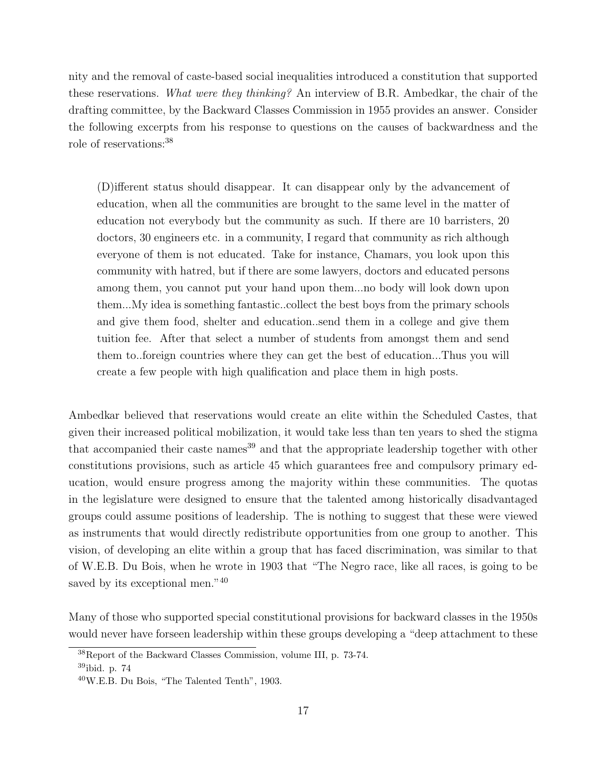nity and the removal of caste-based social inequalities introduced a constitution that supported these reservations. *What were they thinking?* An interview of B.R. Ambedkar, the chair of the drafting committee, by the Backward Classes Commission in 1955 provides an answer. Consider the following excerpts from his response to questions on the causes of backwardness and the role of reservations:[38]

> (D)ifferent status should disappear. It can disappear only by the advancement of education, when all the communities are brought to the same level in the matter of education not everybody but the community as such. If there are 10 barristers, 20 doctors, 30 engineers etc. in a community, I regard that community as rich although everyone of them is not educated. Take for instance, Chamars, you look upon this community with hatred, but if there are some lawyers, doctors and educated persons among them, you cannot put your hand upon them...no body will look down upon them...My idea is something fantastic..collect the best boys from the primary schools and give them food, shelter and education..send them in a college and give them tuition fee. After that select a number of students from amongst them and send them to..foreign countries where they can get the best of education...Thus you will create a few people with high qualification and place them in high posts.

Ambedkar believed that reservations would create an elite within the Scheduled Castes, that given their increased political mobilization, it would take less than ten years to shed the stigma that accompanied their caste names[39] and that the appropriate leadership together with other constitutions provisions, such as article 45 which guarantees free and compulsory primary education, would ensure progress among the majority within these communities. The quotas in the legislature were designed to ensure that the talented among historically disadvantaged groups could assume positions of leadership. The is nothing to suggest that these were viewed as instruments that would directly redistribute opportunities from one group to another. This vision, of developing an elite within a group that has faced discrimination, was similar to that of W.E.B. Du Bois, when he wrote in 1903 that "The Negro race, like all races, is going to be saved by its exceptional men."[40]

Many of those who supported special constitutional provisions for backward classes in the 1950s would never have forseen leadership within these groups developing a "deep attachment to these

[38] Report of the Backward Classes Commission, volume III, p. 73-74.

[39] ibid. p. 74

[40] W.E.B. Du Bois, "The Talented Tenth", 1903.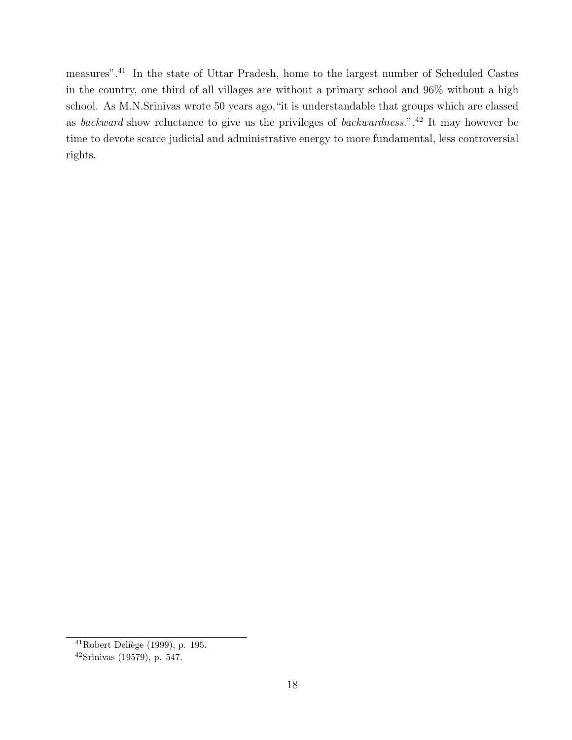measures".[41] In the state of Uttar Pradesh, home to the largest number of Scheduled Castes in the country, one third of all villages are without a primary school and 96% without a high school. As M.N.Srinivas wrote 50 years ago,"it is understandable that groups which are classed as *backward* show reluctance to give us the privileges of *backwardness.*",[42] It may however be time to devote scarce judicial and administrative energy to more fundamental, less controversial rights.

---

[41] Robert Deliège (1999), p. 195.

[42] Srinivas (19579), p. 547.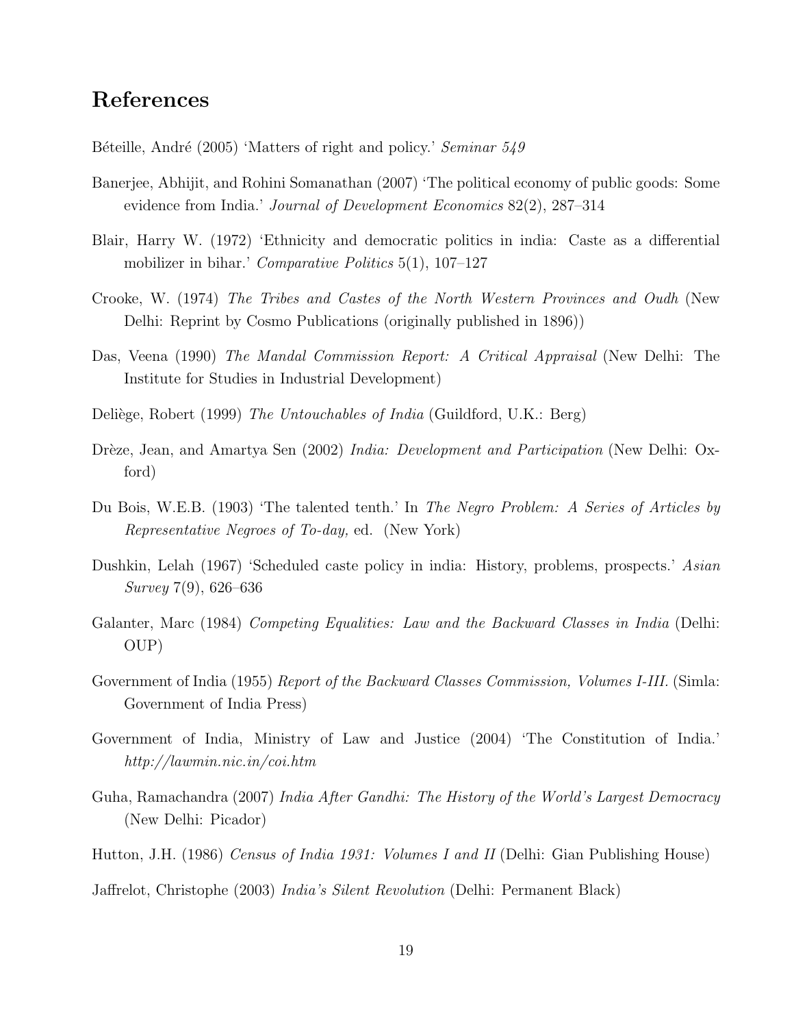## References

Béteille, André (2005) 'Matters of right and policy.' *Seminar 549*

Banerjee, Abhijit, and Rohini Somanathan (2007) 'The political economy of public goods: Some evidence from India.' *Journal of Development Economics* 82(2), 287–314

Blair, Harry W. (1972) 'Ethnicity and democratic politics in india: Caste as a differential mobilizer in bihar.' *Comparative Politics* 5(1), 107–127

Crooke, W. (1974) *The Tribes and Castes of the North Western Provinces and Oudh* (New Delhi: Reprint by Cosmo Publications (originally published in 1896))

Das, Veena (1990) *The Mandal Commission Report: A Critical Appraisal* (New Delhi: The Institute for Studies in Industrial Development)

Deliège, Robert (1999) *The Untouchables of India* (Guildford, U.K.: Berg)

Drèze, Jean, and Amartya Sen (2002) *India: Development and Participation* (New Delhi: Oxford)

Du Bois, W.E.B. (1903) 'The talented tenth.' In *The Negro Problem: A Series of Articles by Representative Negroes of To-day,* ed. (New York)

Dushkin, Lelah (1967) 'Scheduled caste policy in india: History, problems, prospects.' *Asian Survey* 7(9), 626–636

Galanter, Marc (1984) *Competing Equalities: Law and the Backward Classes in India* (Delhi: OUP)

Government of India (1955) *Report of the Backward Classes Commission, Volumes I-III.* (Simla: Government of India Press)

Government of India, Ministry of Law and Justice (2004) 'The Constitution of India.' *http://lawmin.nic.in/coi.htm*

Guha, Ramachandra (2007) *India After Gandhi: The History of the World's Largest Democracy* (New Delhi: Picador)

Hutton, J.H. (1986) *Census of India 1931: Volumes I and II* (Delhi: Gian Publishing House)

Jaffrelot, Christophe (2003) *India's Silent Revolution* (Delhi: Permanent Black)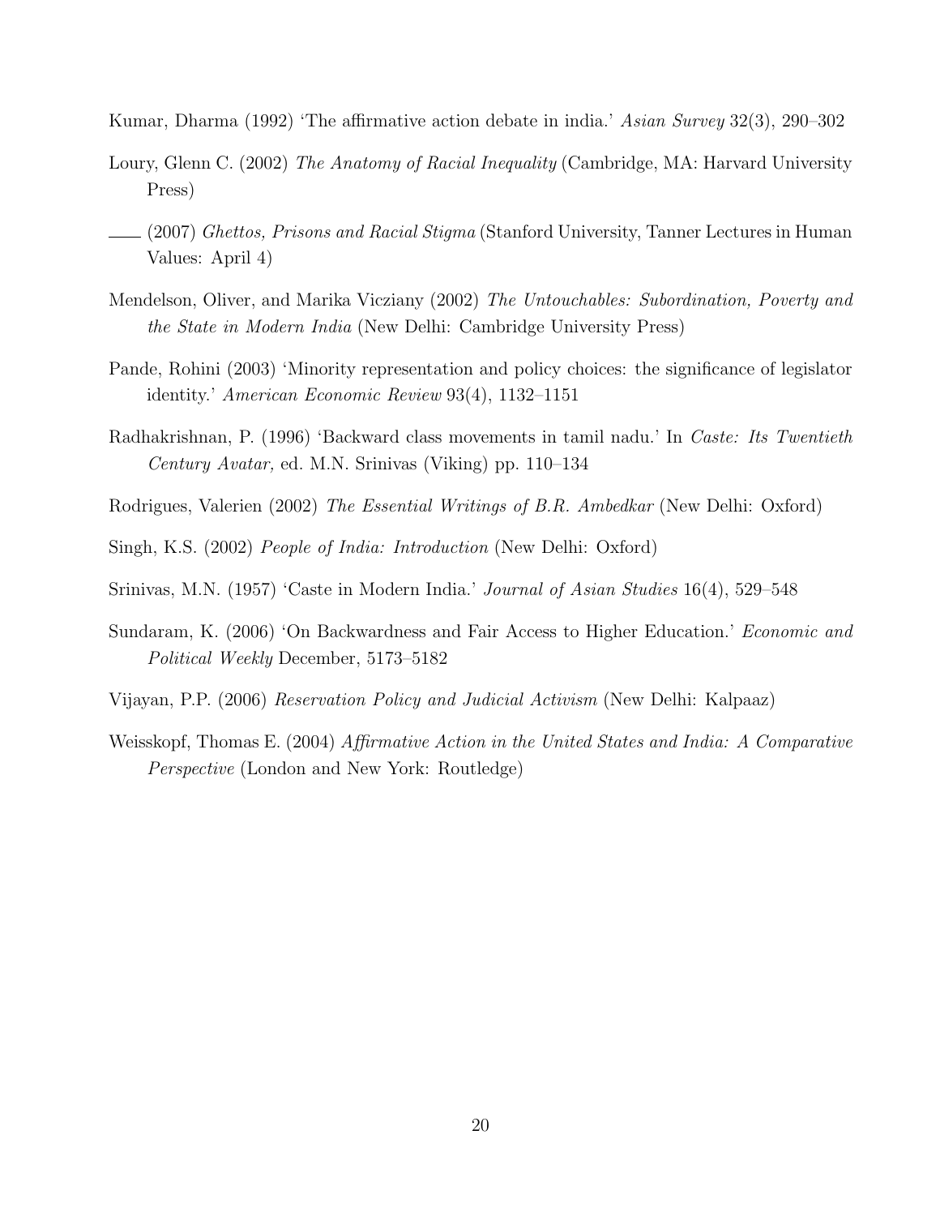Kumar, Dharma (1992) 'The affirmative action debate in india.' *Asian Survey* 32(3), 290–302

Loury, Glenn C. (2002) *The Anatomy of Racial Inequality* (Cambridge, MA: Harvard University Press)

—— (2007) *Ghettos, Prisons and Racial Stigma* (Stanford University, Tanner Lectures in Human Values: April 4)

Mendelson, Oliver, and Marika Vicziany (2002) *The Untouchables: Subordination, Poverty and the State in Modern India* (New Delhi: Cambridge University Press)

Pande, Rohini (2003) 'Minority representation and policy choices: the significance of legislator identity.' *American Economic Review* 93(4), 1132–1151

Radhakrishnan, P. (1996) 'Backward class movements in tamil nadu.' In *Caste: Its Twentieth Century Avatar,* ed. M.N. Srinivas (Viking) pp. 110–134

Rodrigues, Valerien (2002) *The Essential Writings of B.R. Ambedkar* (New Delhi: Oxford)

Singh, K.S. (2002) *People of India: Introduction* (New Delhi: Oxford)

Srinivas, M.N. (1957) 'Caste in Modern India.' *Journal of Asian Studies* 16(4), 529–548

Sundaram, K. (2006) 'On Backwardness and Fair Access to Higher Education.' *Economic and Political Weekly* December, 5173–5182

Vijayan, P.P. (2006) *Reservation Policy and Judicial Activism* (New Delhi: Kalpaaz)

Weisskopf, Thomas E. (2004) *Affirmative Action in the United States and India: A Comparative Perspective* (London and New York: Routledge)